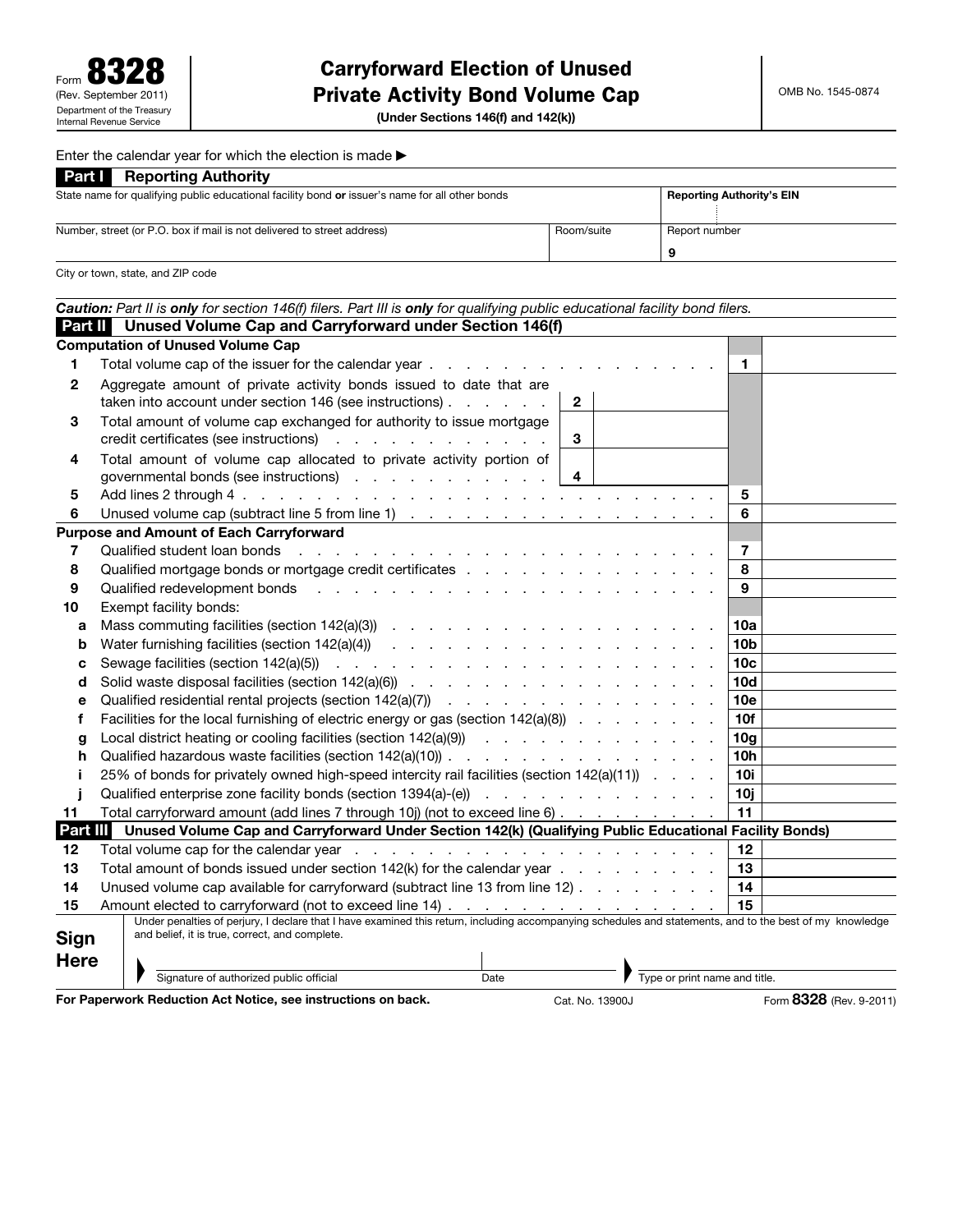Form **8328** (Rev. September 2011) Department of the Treasury Internal Revenue Service

# Carryforward Election of Unused Private Activity Bond Volume Cap

**(Under Sections 146(f) and 142(k))**

OMB No. 1545-0874

Enter the calendar year for which the election is made ▶

## Part I Reporting Authority

| State name for qualifying public educational facility bond **or** issuer's name for all other bonds | | **Reporting Authority's EIN** |
|---|---|---|
| Number, street (or P.O. box if mail is not delivered to street address) | Room/suite | Report number<br>9 |
| City or town, state, and ZIP code | | |

***Caution:*** *Part II is* ***only*** *for section 146(f) filers. Part III is* ***only*** *for qualifying public educational facility bond filers.*

## Part II Unused Volume Cap and Carryforward under Section 146(f)

**Computation of Unused Volume Cap**

| | | | | | |
|---|---|---|---|---|---|
| 1 | Total volume cap of the issuer for the calendar year | | | 1 | |
| 2 | Aggregate amount of private activity bonds issued to date that are taken into account under section 146 (see instructions) | 2 | | | |
| 3 | Total amount of volume cap exchanged for authority to issue mortgage credit certificates (see instructions) | 3 | | | |
| 4 | Total amount of volume cap allocated to private activity portion of governmental bonds (see instructions) | 4 | | | |
| 5 | Add lines 2 through 4 | | | 5 | |
| 6 | Unused volume cap (subtract line 5 from line 1) | | | 6 | |

**Purpose and Amount of Each Carryforward**

| | | | |
|---|---|---|---|
| 7 | Qualified student loan bonds | 7 | |
| 8 | Qualified mortgage bonds or mortgage credit certificates | 8 | |
| 9 | Qualified redevelopment bonds | 9 | |
| 10 | Exempt facility bonds: | | |
| a | Mass commuting facilities (section 142(a)(3)) | 10a | |
| b | Water furnishing facilities (section 142(a)(4)) | 10b | |
| c | Sewage facilities (section 142(a)(5)) | 10c | |
| d | Solid waste disposal facilities (section 142(a)(6)) | 10d | |
| e | Qualified residential rental projects (section 142(a)(7)) | 10e | |
| f | Facilities for the local furnishing of electric energy or gas (section 142(a)(8)) | 10f | |
| g | Local district heating or cooling facilities (section 142(a)(9)) | 10g | |
| h | Qualified hazardous waste facilities (section 142(a)(10)) | 10h | |
| i | 25% of bonds for privately owned high-speed intercity rail facilities (section 142(a)(11)) | 10i | |
| j | Qualified enterprise zone facility bonds (section 1394(a)-(e)) | 10j | |
| 11 | Total carryforward amount (add lines 7 through 10j) (not to exceed line 6) | 11 | |

## Part III Unused Volume Cap and Carryforward Under Section 142(k) (Qualifying Public Educational Facility Bonds)

| | | | |
|---|---|---|---|
| 12 | Total volume cap for the calendar year | 12 | |
| 13 | Total amount of bonds issued under section 142(k) for the calendar year | 13 | |
| 14 | Unused volume cap available for carryforward (subtract line 13 from line 12) | 14 | |
| 15 | Amount elected to carryforward (not to exceed line 14) | 15 | |

**Sign Here**

Under penalties of perjury, I declare that I have examined this return, including accompanying schedules and statements, and to the best of my knowledge and belief, it is true, correct, and complete.

▶ Signature of authorized public official | Date | ▶ Type or print name and title.

**For Paperwork Reduction Act Notice, see instructions on back.** Cat. No. 13900J Form **8328** (Rev. 9-2011)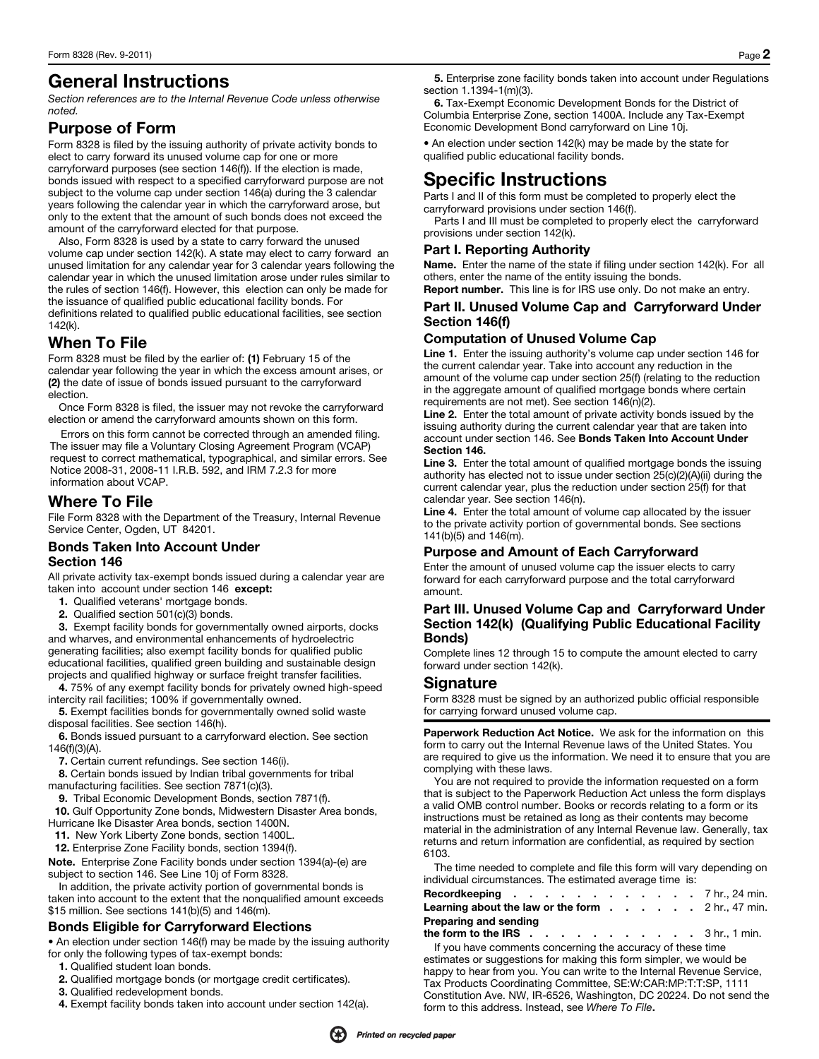# General Instructions

*Section references are to the Internal Revenue Code unless otherwise noted.*

## Purpose of Form

Form 8328 is filed by the issuing authority of private activity bonds to elect to carry forward its unused volume cap for one or more carryforward purposes (see section 146(f)). If the election is made, bonds issued with respect to a specified carryforward purpose are not subject to the volume cap under section 146(a) during the 3 calendar years following the calendar year in which the carryforward arose, but only to the extent that the amount of such bonds does not exceed the amount of the carryforward elected for that purpose.

Also, Form 8328 is used by a state to carry forward the unused volume cap under section 142(k). A state may elect to carry forward an unused limitation for any calendar year for 3 calendar years following the calendar year in which the unused limitation arose under rules similar to the rules of section 146(f). However, this election can only be made for the issuance of qualified public educational facility bonds. For definitions related to qualified public educational facilities, see section 142(k).

## When To File

Form 8328 must be filed by the earlier of: **(1)** February 15 of the calendar year following the year in which the excess amount arises, or **(2)** the date of issue of bonds issued pursuant to the carryforward election.

Once Form 8328 is filed, the issuer may not revoke the carryforward election or amend the carryforward amounts shown on this form.

Errors on this form cannot be corrected through an amended filing. The issuer may file a Voluntary Closing Agreement Program (VCAP) request to correct mathematical, typographical, and similar errors. See Notice 2008-31, 2008-11 I.R.B. 592, and IRM 7.2.3 for more information about VCAP.

## Where To File

File Form 8328 with the Department of the Treasury, Internal Revenue Service Center, Ogden, UT 84201.

### Bonds Taken Into Account Under Section 146

All private activity tax-exempt bonds issued during a calendar year are taken into account under section 146 **except:**

1. Qualified veterans' mortgage bonds.
2. Qualified section 501(c)(3) bonds.
3. Exempt facility bonds for governmentally owned airports, docks and wharves, and environmental enhancements of hydroelectric generating facilities; also exempt facility bonds for qualified public educational facilities, qualified green building and sustainable design projects and qualified highway or surface freight transfer facilities.
4. 75% of any exempt facility bonds for privately owned high-speed intercity rail facilities; 100% if governmentally owned.
5. Exempt facilities bonds for governmentally owned solid waste disposal facilities. See section 146(h).
6. Bonds issued pursuant to a carryforward election. See section 146(f)(3)(A).
7. Certain current refundings. See section 146(i).
8. Certain bonds issued by Indian tribal governments for tribal manufacturing facilities. See section 7871(c)(3).
9. Tribal Economic Development Bonds, section 7871(f).
10. Gulf Opportunity Zone bonds, Midwestern Disaster Area bonds, Hurricane Ike Disaster Area bonds, section 1400N.
11. New York Liberty Zone bonds, section 1400L.
12. Enterprise Zone Facility bonds, section 1394(f).

**Note.** Enterprise Zone Facility bonds under section 1394(a)-(e) are subject to section 146. See Line 10j of Form 8328.

In addition, the private activity portion of governmental bonds is taken into account to the extent that the nonqualified amount exceeds $15 million. See sections 141(b)(5) and 146(m).

### Bonds Eligible for Carryforward Elections

- An election under section 146(f) may be made by the issuing authority for only the following types of tax-exempt bonds:

1. Qualified student loan bonds.
2. Qualified mortgage bonds (or mortgage credit certificates).
3. Qualified redevelopment bonds.
4. Exempt facility bonds taken into account under section 142(a).
5. Enterprise zone facility bonds taken into account under Regulations section 1.1394-1(m)(3).
6. Tax-Exempt Economic Development Bonds for the District of Columbia Enterprise Zone, section 1400A. Include any Tax-Exempt Economic Development Bond carryforward on Line 10j.

- An election under section 142(k) may be made by the state for qualified public educational facility bonds.

# Specific Instructions

Parts I and II of this form must be completed to properly elect the carryforward provisions under section 146(f).

Parts I and III must be completed to properly elect the carryforward provisions under section 142(k).

### Part I. Reporting Authority

**Name.** Enter the name of the state if filing under section 142(k). For all others, enter the name of the entity issuing the bonds.

**Report number.** This line is for IRS use only. Do not make an entry.

### Part II. Unused Volume Cap and Carryforward Under Section 146(f)

### Computation of Unused Volume Cap

**Line 1.** Enter the issuing authority's volume cap under section 146 for the current calendar year. Take into account any reduction in the amount of the volume cap under section 25(f) (relating to the reduction in the aggregate amount of qualified mortgage bonds where certain requirements are not met). See section 146(n)(2).

**Line 2.** Enter the total amount of private activity bonds issued by the issuing authority during the current calendar year that are taken into account under section 146. See **Bonds Taken Into Account Under Section 146.**

**Line 3.** Enter the total amount of qualified mortgage bonds the issuing authority has elected not to issue under section 25(c)(2)(A)(ii) during the current calendar year, plus the reduction under section 25(f) for that calendar year. See section 146(n).

**Line 4.** Enter the total amount of volume cap allocated by the issuer to the private activity portion of governmental bonds. See sections 141(b)(5) and 146(m).

### Purpose and Amount of Each Carryforward

Enter the amount of unused volume cap the issuer elects to carry forward for each carryforward purpose and the total carryforward amount.

### Part III. Unused Volume Cap and Carryforward Under Section 142(k) (Qualifying Public Educational Facility Bonds)

Complete lines 12 through 15 to compute the amount elected to carry forward under section 142(k).

## Signature

Form 8328 must be signed by an authorized public official responsible for carrying forward unused volume cap.

**Paperwork Reduction Act Notice.** We ask for the information on this form to carry out the Internal Revenue laws of the United States. You are required to give us the information. We need it to ensure that you are complying with these laws.

You are not required to provide the information requested on a form that is subject to the Paperwork Reduction Act unless the form displays a valid OMB control number. Books or records relating to a form or its instructions must be retained as long as their contents may become material in the administration of any Internal Revenue law. Generally, tax returns and return information are confidential, as required by section 6103.

The time needed to complete and file this form will vary depending on individual circumstances. The estimated average time is:

| | |
|---|---|
| **Recordkeeping** | 7 hr., 24 min. |
| **Learning about the law or the form** | 2 hr., 47 min. |
| **Preparing and sending the form to the IRS** | 3 hr., 1 min. |

If you have comments concerning the accuracy of these time estimates or suggestions for making this form simpler, we would be happy to hear from you. You can write to the Internal Revenue Service, Tax Products Coordinating Committee, SE:W:CAR:MP:T:T:SP, 1111 Constitution Ave. NW, IR-6526, Washington, DC 20224. Do not send the form to this address. Instead, see *Where To File*.

*Printed on recycled paper*